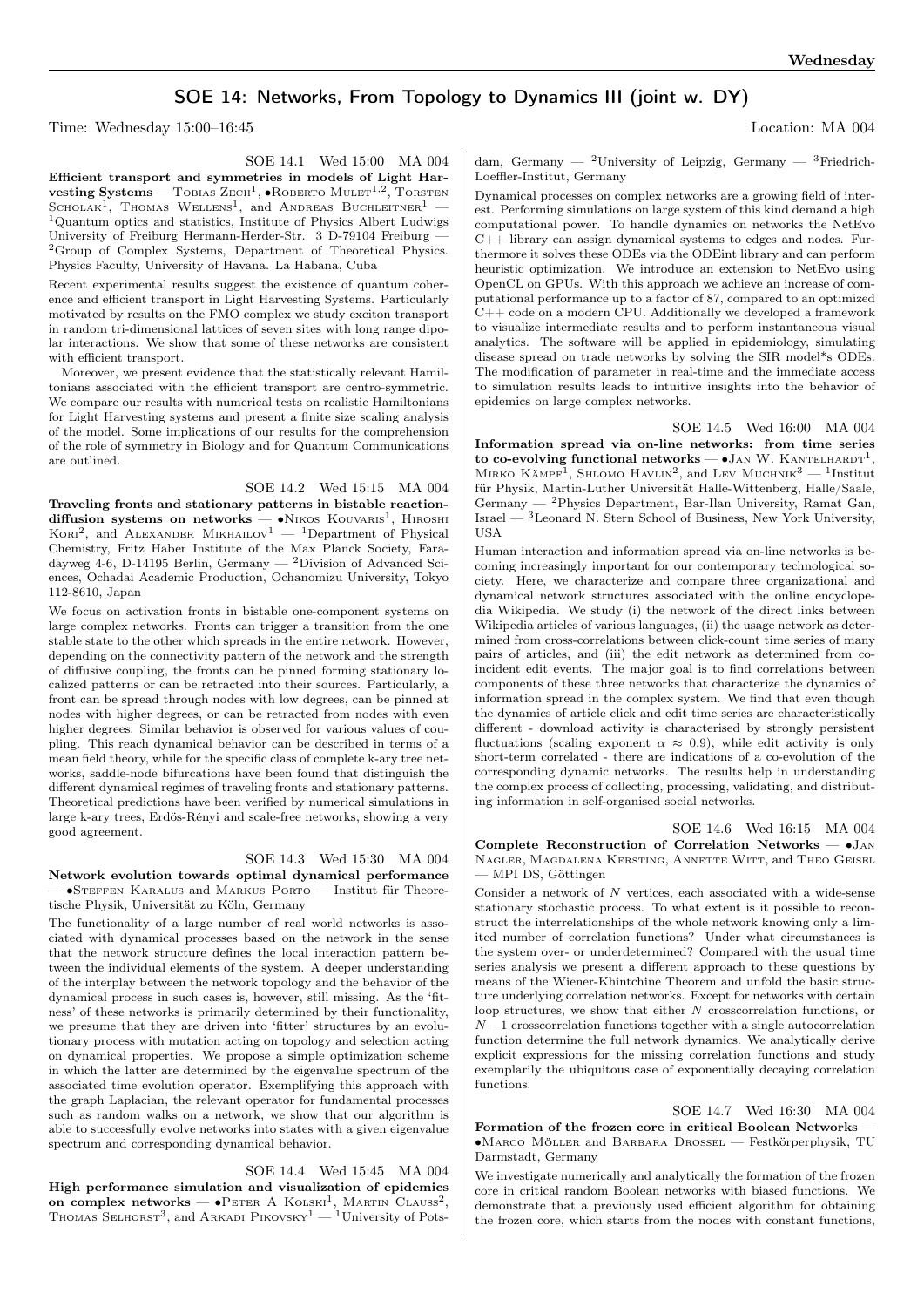## SOE 14: Networks, From Topology to Dynamics III (joint w. DY)

Time: Wednesday 15:00–16:45 Location: MA 004

SOE 14.1 Wed 15:00 MA 004

**Efficient transport and symmetries in models of Light Harvesting Systems** — Tobias Zech[1], •Roberto Mulet[1,2], Torsten Scholak[1], Thomas Wellens[1], and Andreas Buchleitner[1] — [1]Quantum optics and statistics, Institute of Physics Albert Ludwigs University of Freiburg Hermann-Herder-Str. 3 D-79104 Freiburg — [2]Group of Complex Systems, Department of Theoretical Physics. Physics Faculty, University of Havana. La Habana, Cuba

Recent experimental results suggest the existence of quantum coherence and efficient transport in Light Harvesting Systems. Particularly motivated by results on the FMO complex we study exciton transport in random tri-dimensional lattices of seven sites with long range dipolar interactions. We show that some of these networks are consistent with efficient transport.

Moreover, we present evidence that the statistically relevant Hamiltonians associated with the efficient transport are centro-symmetric. We compare our results with numerical tests on realistic Hamiltonians for Light Harvesting systems and present a finite size scaling analysis of the model. Some implications of our results for the comprehension of the role of symmetry in Biology and for Quantum Communications are outlined.

SOE 14.2 Wed 15:15 MA 004

**Traveling fronts and stationary patterns in bistable reaction-diffusion systems on networks** — •Nikos Kouvaris[1], Hiroshi Kori[2], and Alexander Mikhailov[1] — [1]Department of Physical Chemistry, Fritz Haber Institute of the Max Planck Society, Faradayweg 4-6, D-14195 Berlin, Germany — [2]Division of Advanced Sciences, Ochadai Academic Production, Ochanomizu University, Tokyo 112-8610, Japan

We focus on activation fronts in bistable one-component systems on large complex networks. Fronts can trigger a transition from the one stable state to the other which spreads in the entire network. However, depending on the connectivity pattern of the network and the strength of diffusive coupling, the fronts can be pinned forming stationary localized patterns or can be retracted into their sources. Particularly, a front can be spread through nodes with low degrees, can be pinned at nodes with higher degrees, or can be retracted from nodes with even higher degrees. Similar behavior is observed for various values of coupling. This reach dynamical behavior can be described in terms of a mean field theory, while for the specific class of complete k-ary tree networks, saddle-node bifurcations have been found that distinguish the different dynamical regimes of traveling fronts and stationary patterns. Theoretical predictions have been verified by numerical simulations in large k-ary trees, Erdös-Rényi and scale-free networks, showing a very good agreement.

SOE 14.3 Wed 15:30 MA 004

**Network evolution towards optimal dynamical performance** — •Steffen Karalus and Markus Porto — Institut für Theoretische Physik, Universität zu Köln, Germany

The functionality of a large number of real world networks is associated with dynamical processes based on the network in the sense that the network structure defines the local interaction pattern between the individual elements of the system. A deeper understanding of the interplay between the network topology and the behavior of the dynamical process in such cases is, however, still missing. As the 'fitness' of these networks is primarily determined by their functionality, we presume that they are driven into 'fitter' structures by an evolutionary process with mutation acting on topology and selection acting on dynamical properties. We propose a simple optimization scheme in which the latter are determined by the eigenvalue spectrum of the associated time evolution operator. Exemplifying this approach with the graph Laplacian, the relevant operator for fundamental processes such as random walks on a network, we show that our algorithm is able to successfully evolve networks into states with a given eigenvalue spectrum and corresponding dynamical behavior.

SOE 14.4 Wed 15:45 MA 004

**High performance simulation and visualization of epidemics on complex networks** — •Peter A Kolski[1], Martin Clauss[2], Thomas Selhorst[3], and Arkadi Pikovsky[1] — [1]University of Potsdam, Germany — [2]University of Leipzig, Germany — [3]Friedrich-Loeffler-Institut, Germany

Dynamical processes on complex networks are a growing field of interest. Performing simulations on large system of this kind demand a high computational power. To handle dynamics on networks the NetEvo C++ library can assign dynamical systems to edges and nodes. Furthermore it solves these ODEs via the ODEint library and can perform heuristic optimization. We introduce an extension to NetEvo using OpenCL on GPUs. With this approach we achieve an increase of computational performance up to a factor of 87, compared to an optimized C++ code on a modern CPU. Additionally we developed a framework to visualize intermediate results and to perform instantaneous visual analytics. The software will be applied in epidemiology, simulating disease spread on trade networks by solving the SIR model*s ODEs. The modification of parameter in real-time and the immediate access to simulation results leads to intuitive insights into the behavior of epidemics on large complex networks.

SOE 14.5 Wed 16:00 MA 004

**Information spread via on-line networks: from time series to co-evolving functional networks** — •Jan W. Kantelhardt[1], Mirko Kämpf[1], Shlomo Havlin[2], and Lev Muchnik[3] — [1]Institut für Physik, Martin-Luther Universität Halle-Wittenberg, Halle/Saale, Germany — [2]Physics Department, Bar-Ilan University, Ramat Gan, Israel — [3]Leonard N. Stern School of Business, New York University, USA

Human interaction and information spread via on-line networks is becoming increasingly important for our contemporary technological society. Here, we characterize and compare three organizational and dynamical network structures associated with the online encyclopedia Wikipedia. We study (i) the network of the direct links between Wikipedia articles of various languages, (ii) the usage network as determined from cross-correlations between click-count time series of many pairs of articles, and (iii) the edit network as determined from coincident edit events. The major goal is to find correlations between components of these three networks that characterize the dynamics of information spread in the complex system. We find that even though the dynamics of article click and edit time series are characteristically different - download activity is characterised by strongly persistent fluctuations (scaling exponent $\alpha \approx 0.9$), while edit activity is only short-term correlated - there are indications of a co-evolution of the corresponding dynamic networks. The results help in understanding the complex process of collecting, processing, validating, and distributing information in self-organised social networks.

SOE 14.6 Wed 16:15 MA 004

**Complete Reconstruction of Correlation Networks** — •Jan Nagler, Magdalena Kersting, Annette Witt, and Theo Geisel — MPI DS, Göttingen

Consider a network of $N$ vertices, each associated with a wide-sense stationary stochastic process. To what extent is it possible to reconstruct the interrelationships of the whole network knowing only a limited number of correlation functions? Under what circumstances is the system over- or underdetermined? Compared with the usual time series analysis we present a different approach to these questions by means of the Wiener-Khintchine Theorem and unfold the basic structure underlying correlation networks. Except for networks with certain loop structures, we show that either $N$ crosscorrelation functions, or $N-1$ crosscorrelation functions together with a single autocorrelation function determine the full network dynamics. We analytically derive explicit expressions for the missing correlation functions and study exemplarily the ubiquitous case of exponentially decaying correlation functions.

SOE 14.7 Wed 16:30 MA 004

**Formation of the frozen core in critical Boolean Networks** — •Marco Möller and Barbara Drossel — Festkörperphysik, TU Darmstadt, Germany

We investigate numerically and analytically the formation of the frozen core in critical random Boolean networks with biased functions. We demonstrate that a previously used efficient algorithm for obtaining the frozen core, which starts from the nodes with constant functions,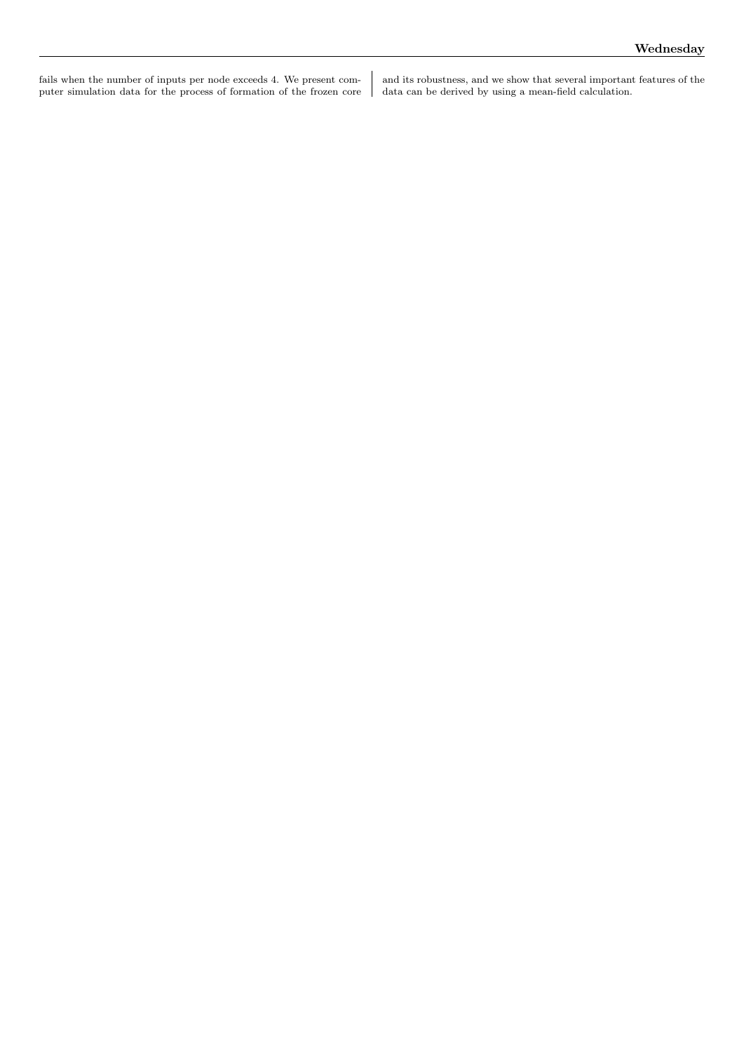fails when the number of inputs per node exceeds 4. We present computer simulation data for the process of formation of the frozen core and its robustness, and we show that several important features of the data can be derived by using a mean-field calculation.